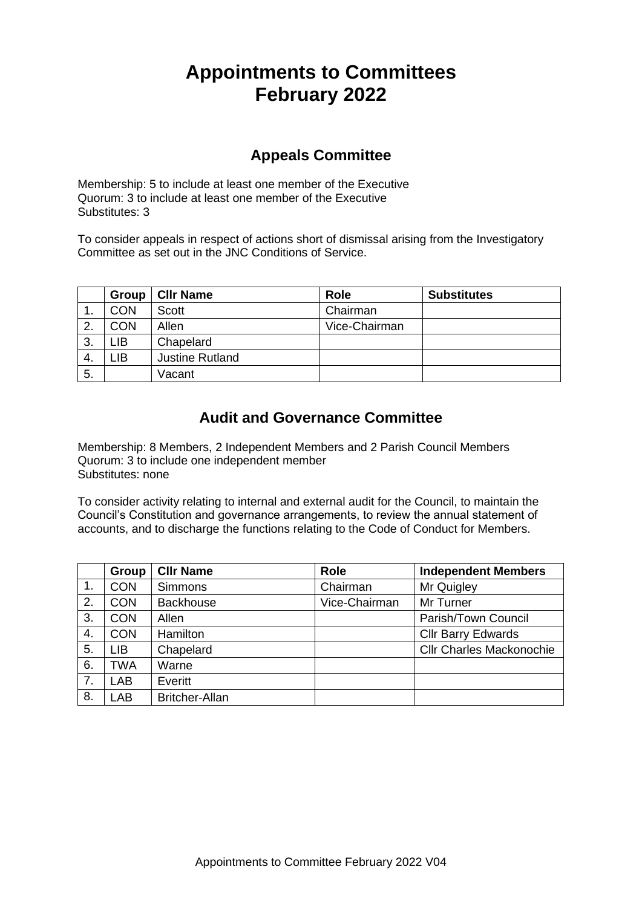# Appointments to Committees February 2022

## Appeals Committee

Membership: 5 to include at least one member of the Executive
Quorum: 3 to include at least one member of the Executive
Substitutes: 3

To consider appeals in respect of actions short of dismissal arising from the Investigatory Committee as set out in the JNC Conditions of Service.

| | Group | Cllr Name | Role | Substitutes |
|---|---|---|---|---|
| 1. | CON | Scott | Chairman | |
| 2. | CON | Allen | Vice-Chairman | |
| 3. | LIB | Chapelard | | |
| 4. | LIB | Justine Rutland | | |
| 5. | | Vacant | | |

## Audit and Governance Committee

Membership: 8 Members, 2 Independent Members and 2 Parish Council Members
Quorum: 3 to include one independent member
Substitutes: none

To consider activity relating to internal and external audit for the Council, to maintain the Council's Constitution and governance arrangements, to review the annual statement of accounts, and to discharge the functions relating to the Code of Conduct for Members.

| | Group | Cllr Name | Role | Independent Members |
|---|---|---|---|---|
| 1. | CON | Simmons | Chairman | Mr Quigley |
| 2. | CON | Backhouse | Vice-Chairman | Mr Turner |
| 3. | CON | Allen | | Parish/Town Council |
| 4. | CON | Hamilton | | Cllr Barry Edwards |
| 5. | LIB | Chapelard | | Cllr Charles Mackonochie |
| 6. | TWA | Warne | | |
| 7. | LAB | Everitt | | |
| 8. | LAB | Britcher-Allan | | |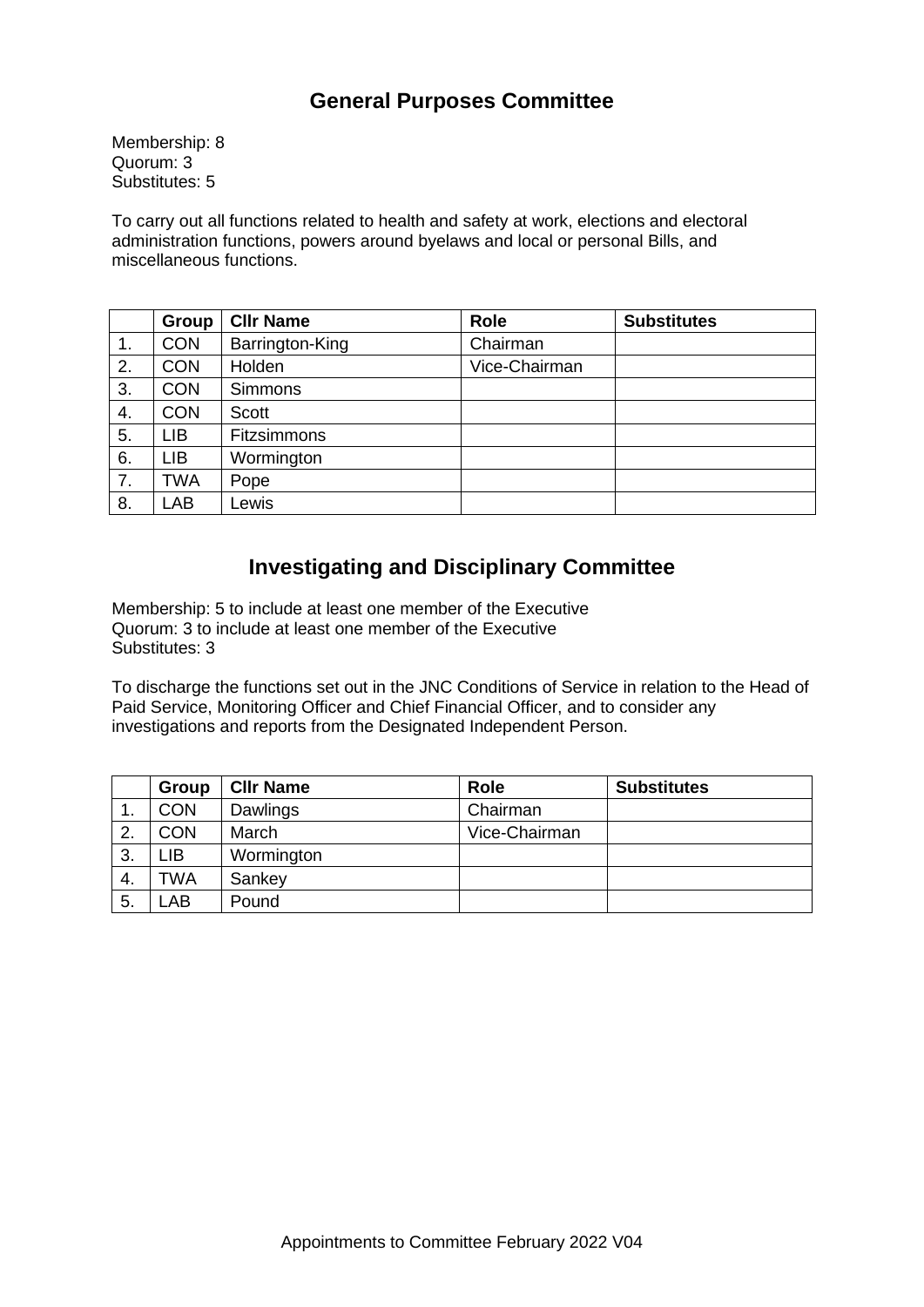## General Purposes Committee

Membership: 8
Quorum: 3
Substitutes: 5

To carry out all functions related to health and safety at work, elections and electoral administration functions, powers around byelaws and local or personal Bills, and miscellaneous functions.

| | Group | Cllr Name | Role | Substitutes |
|---|---|---|---|---|
| 1. | CON | Barrington-King | Chairman | |
| 2. | CON | Holden | Vice-Chairman | |
| 3. | CON | Simmons | | |
| 4. | CON | Scott | | |
| 5. | LIB | Fitzsimmons | | |
| 6. | LIB | Wormington | | |
| 7. | TWA | Pope | | |
| 8. | LAB | Lewis | | |

## Investigating and Disciplinary Committee

Membership: 5 to include at least one member of the Executive
Quorum: 3 to include at least one member of the Executive
Substitutes: 3

To discharge the functions set out in the JNC Conditions of Service in relation to the Head of Paid Service, Monitoring Officer and Chief Financial Officer, and to consider any investigations and reports from the Designated Independent Person.

| | Group | Cllr Name | Role | Substitutes |
|---|---|---|---|---|
| 1. | CON | Dawlings | Chairman | |
| 2. | CON | March | Vice-Chairman | |
| 3. | LIB | Wormington | | |
| 4. | TWA | Sankey | | |
| 5. | LAB | Pound | | |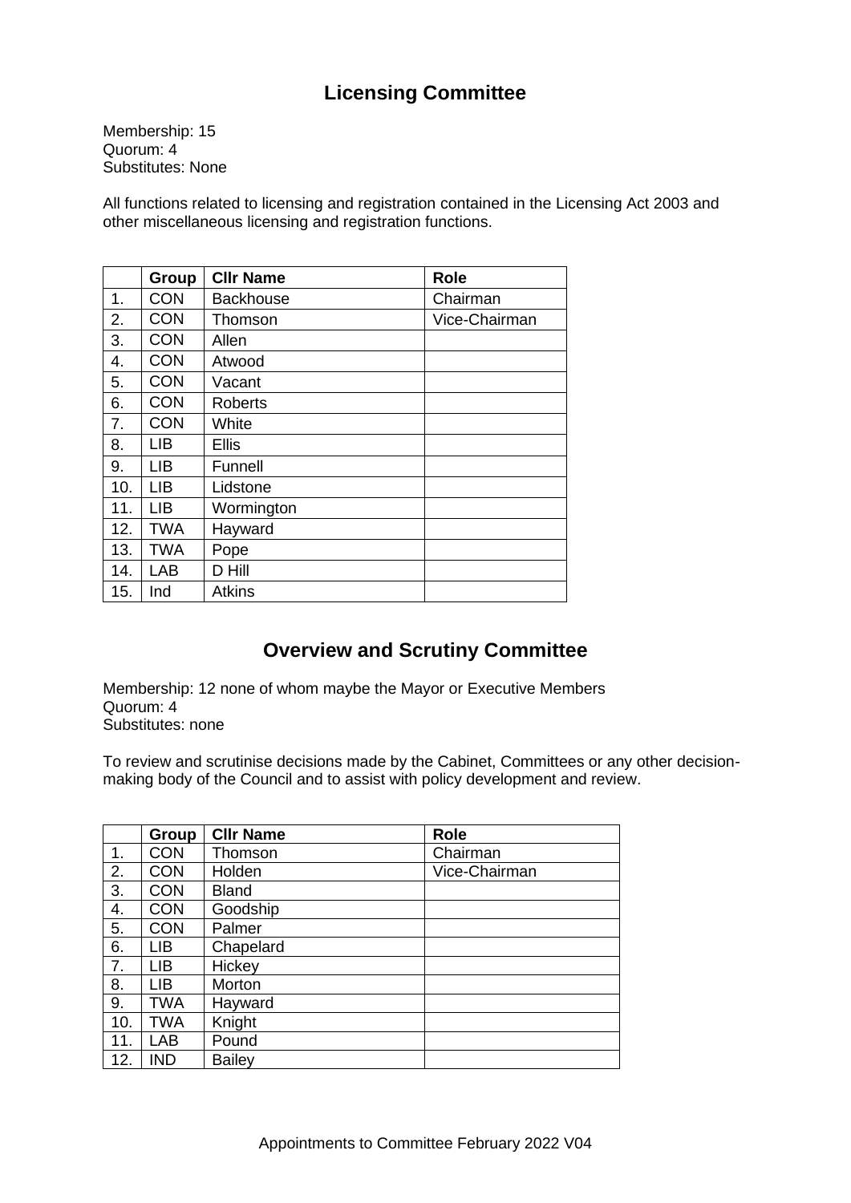## Licensing Committee

Membership: 15
Quorum: 4
Substitutes: None

All functions related to licensing and registration contained in the Licensing Act 2003 and other miscellaneous licensing and registration functions.

| | Group | Cllr Name | Role |
|---|---|---|---|
| 1. | CON | Backhouse | Chairman |
| 2. | CON | Thomson | Vice-Chairman |
| 3. | CON | Allen | |
| 4. | CON | Atwood | |
| 5. | CON | Vacant | |
| 6. | CON | Roberts | |
| 7. | CON | White | |
| 8. | LIB | Ellis | |
| 9. | LIB | Funnell | |
| 10. | LIB | Lidstone | |
| 11. | LIB | Wormington | |
| 12. | TWA | Hayward | |
| 13. | TWA | Pope | |
| 14. | LAB | D Hill | |
| 15. | Ind | Atkins | |

## Overview and Scrutiny Committee

Membership: 12 none of whom maybe the Mayor or Executive Members
Quorum: 4
Substitutes: none

To review and scrutinise decisions made by the Cabinet, Committees or any other decision-making body of the Council and to assist with policy development and review.

| | Group | Cllr Name | Role |
|---|---|---|---|
| 1. | CON | Thomson | Chairman |
| 2. | CON | Holden | Vice-Chairman |
| 3. | CON | Bland | |
| 4. | CON | Goodship | |
| 5. | CON | Palmer | |
| 6. | LIB | Chapelard | |
| 7. | LIB | Hickey | |
| 8. | LIB | Morton | |
| 9. | TWA | Hayward | |
| 10. | TWA | Knight | |
| 11. | LAB | Pound | |
| 12. | IND | Bailey | |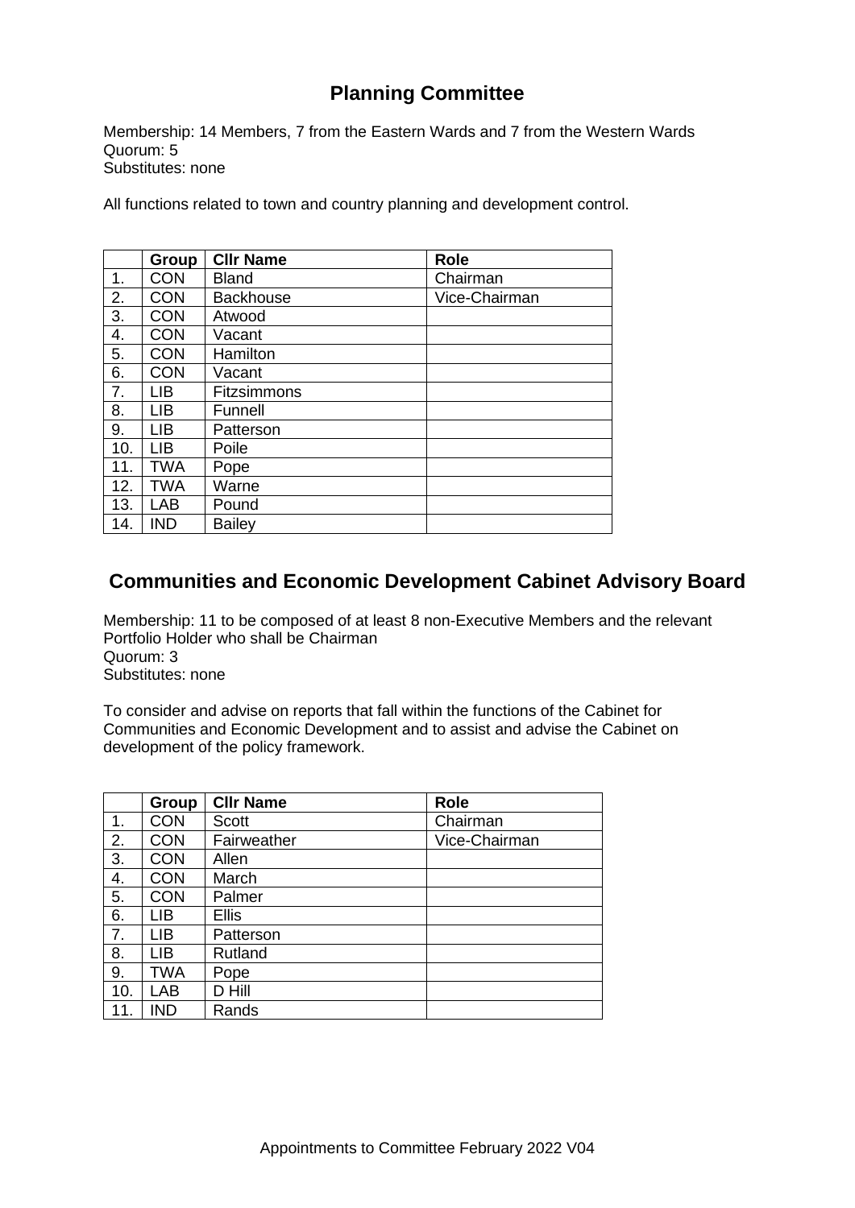## Planning Committee

Membership: 14 Members, 7 from the Eastern Wards and 7 from the Western Wards
Quorum: 5
Substitutes: none

All functions related to town and country planning and development control.

| | Group | Cllr Name | Role |
|---|---|---|---|
| 1. | CON | Bland | Chairman |
| 2. | CON | Backhouse | Vice-Chairman |
| 3. | CON | Atwood | |
| 4. | CON | Vacant | |
| 5. | CON | Hamilton | |
| 6. | CON | Vacant | |
| 7. | LIB | Fitzsimmons | |
| 8. | LIB | Funnell | |
| 9. | LIB | Patterson | |
| 10. | LIB | Poile | |
| 11. | TWA | Pope | |
| 12. | TWA | Warne | |
| 13. | LAB | Pound | |
| 14. | IND | Bailey | |

## Communities and Economic Development Cabinet Advisory Board

Membership: 11 to be composed of at least 8 non-Executive Members and the relevant Portfolio Holder who shall be Chairman
Quorum: 3
Substitutes: none

To consider and advise on reports that fall within the functions of the Cabinet for Communities and Economic Development and to assist and advise the Cabinet on development of the policy framework.

| | Group | Cllr Name | Role |
|---|---|---|---|
| 1. | CON | Scott | Chairman |
| 2. | CON | Fairweather | Vice-Chairman |
| 3. | CON | Allen | |
| 4. | CON | March | |
| 5. | CON | Palmer | |
| 6. | LIB | Ellis | |
| 7. | LIB | Patterson | |
| 8. | LIB | Rutland | |
| 9. | TWA | Pope | |
| 10. | LAB | D Hill | |
| 11. | IND | Rands | |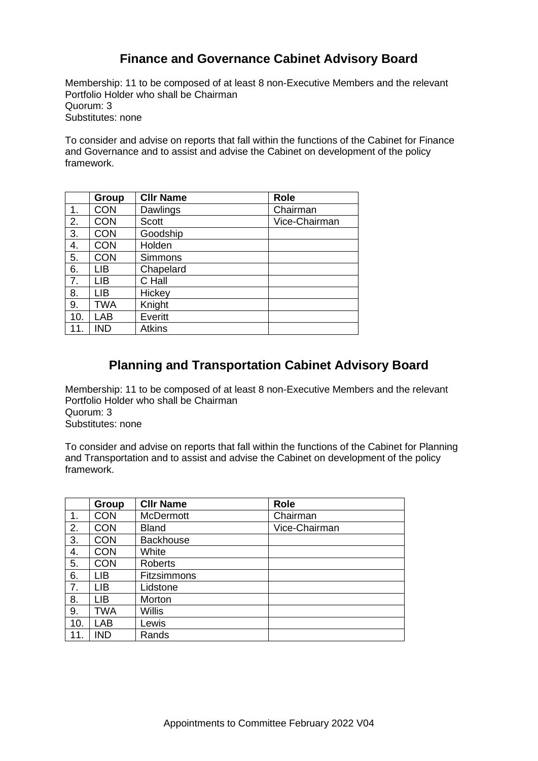## Finance and Governance Cabinet Advisory Board

Membership: 11 to be composed of at least 8 non-Executive Members and the relevant Portfolio Holder who shall be Chairman
Quorum: 3
Substitutes: none

To consider and advise on reports that fall within the functions of the Cabinet for Finance and Governance and to assist and advise the Cabinet on development of the policy framework.

| | Group | Cllr Name | Role |
|---|---|---|---|
| 1. | CON | Dawlings | Chairman |
| 2. | CON | Scott | Vice-Chairman |
| 3. | CON | Goodship | |
| 4. | CON | Holden | |
| 5. | CON | Simmons | |
| 6. | LIB | Chapelard | |
| 7. | LIB | C Hall | |
| 8. | LIB | Hickey | |
| 9. | TWA | Knight | |
| 10. | LAB | Everitt | |
| 11. | IND | Atkins | |

## Planning and Transportation Cabinet Advisory Board

Membership: 11 to be composed of at least 8 non-Executive Members and the relevant Portfolio Holder who shall be Chairman
Quorum: 3
Substitutes: none

To consider and advise on reports that fall within the functions of the Cabinet for Planning and Transportation and to assist and advise the Cabinet on development of the policy framework.

| | Group | Cllr Name | Role |
|---|---|---|---|
| 1. | CON | McDermott | Chairman |
| 2. | CON | Bland | Vice-Chairman |
| 3. | CON | Backhouse | |
| 4. | CON | White | |
| 5. | CON | Roberts | |
| 6. | LIB | Fitzsimmons | |
| 7. | LIB | Lidstone | |
| 8. | LIB | Morton | |
| 9. | TWA | Willis | |
| 10. | LAB | Lewis | |
| 11. | IND | Rands | |